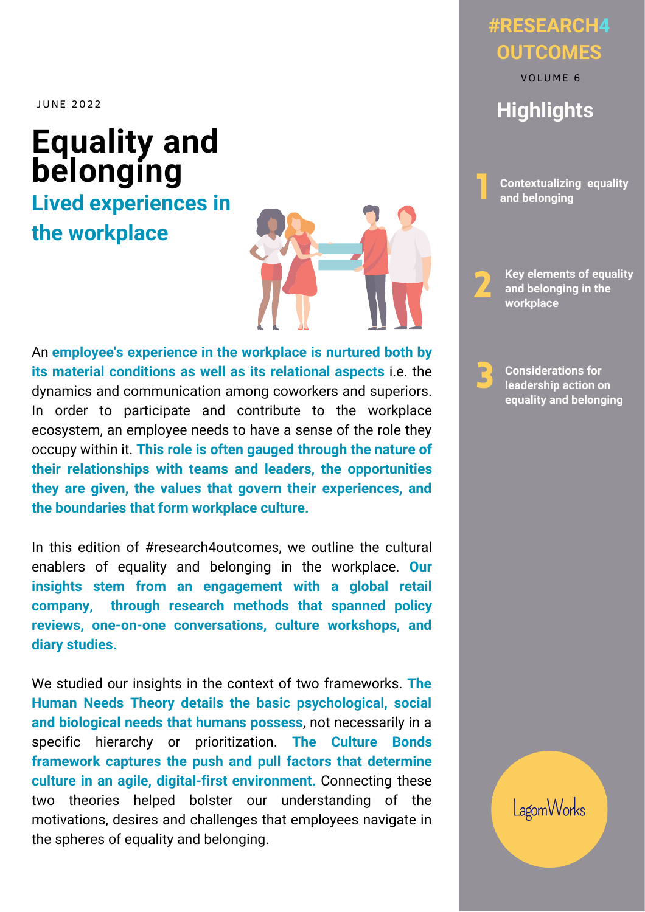JUNE 2022

# Equality and belonging

## Lived experiences in the workplace

An **employee's experience in the workplace is nurtured both by its material conditions as well as its relational aspects** i.e. the dynamics and communication among coworkers and superiors. In order to participate and contribute to the workplace ecosystem, an employee needs to have a sense of the role they occupy within it. **This role is often gauged through the nature of their relationships with teams and leaders, the opportunities they are given, the values that govern their experiences, and the boundaries that form workplace culture.**

In this edition of #research4outcomes, we outline the cultural enablers of equality and belonging in the workplace. **Our insights stem from an engagement with a global retail company, through research methods that spanned policy reviews, one-on-one conversations, culture workshops, and diary studies.**

We studied our insights in the context of two frameworks. **The Human Needs Theory details the basic psychological, social and biological needs that humans possess**, not necessarily in a specific hierarchy or prioritization. **The Culture Bonds framework captures the push and pull factors that determine culture in an agile, digital-first environment.** Connecting these two theories helped bolster our understanding of the motivations, desires and challenges that employees navigate in the spheres of equality and belonging.

## #RESEARCH4OUTCOMES

VOLUME 6

### Highlights

1. Contextualizing equality and belonging
2. Key elements of equality and belonging in the workplace
3. Considerations for leadership action on equality and belonging

LagomWorks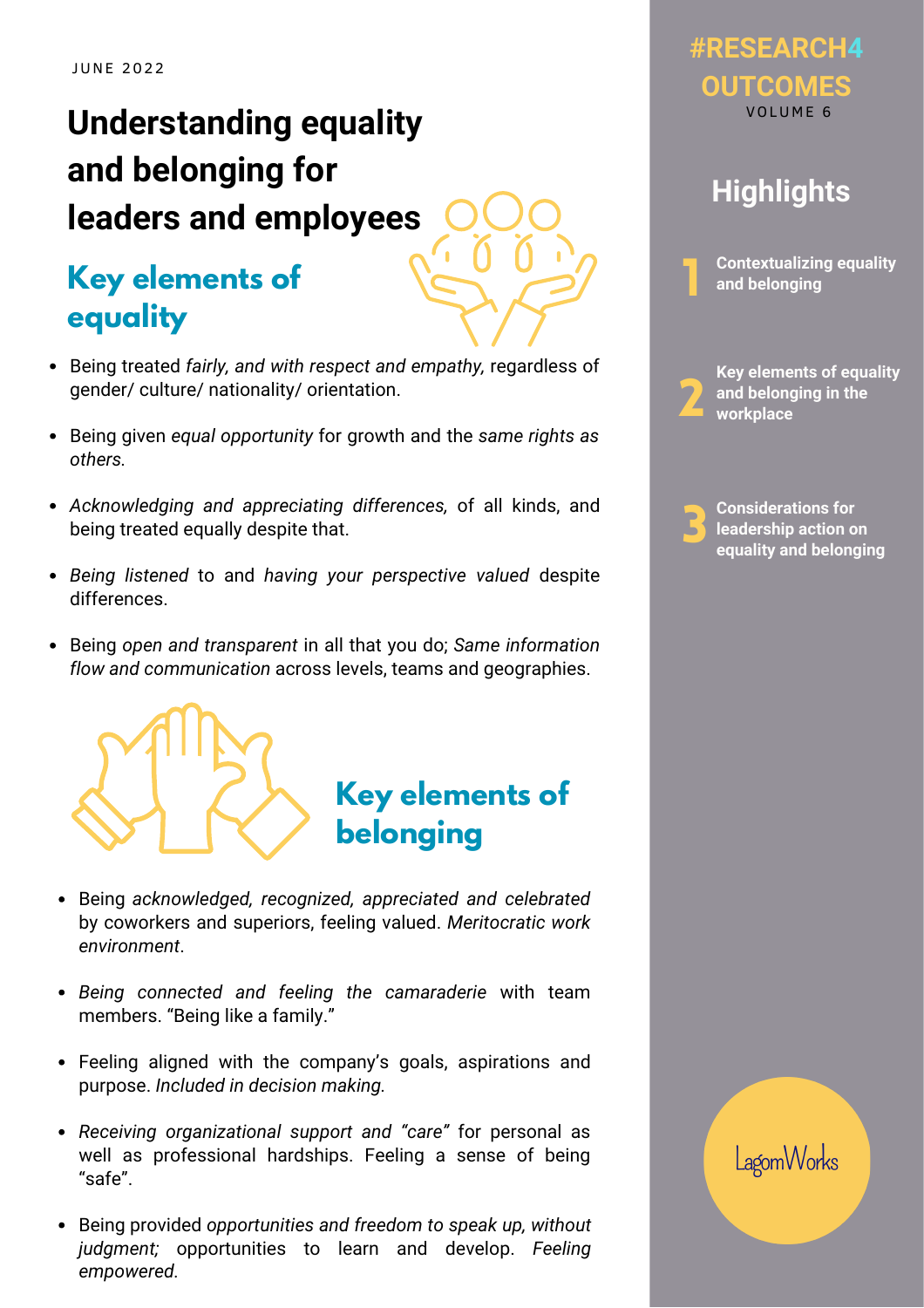JUNE 2022

# Understanding equality and belonging for leaders and employees

## Key elements of equality

- Being treated *fairly, and with respect and empathy,* regardless of gender/ culture/ nationality/ orientation.
- Being given *equal opportunity* for growth and the *same rights as others.*
- *Acknowledging and appreciating differences,* of all kinds, and being treated equally despite that.
- *Being listened* to and *having your perspective valued* despite differences.
- Being *open and transparent* in all that you do; *Same information flow and communication* across levels, teams and geographies.

## Key elements of belonging

- Being *acknowledged, recognized, appreciated and celebrated* by coworkers and superiors, feeling valued. *Meritocratic work environment*.
- *Being connected and feeling the camaraderie* with team members. "Being like a family."
- Feeling aligned with the company's goals, aspirations and purpose. *Included in decision making.*
- *Receiving organizational support and "care"* for personal as well as professional hardships. Feeling a sense of being "safe".
- Being provided *opportunities and freedom to speak up, without judgment;* opportunities to learn and develop. *Feeling empowered.*

#RESEARCH4 OUTCOMES

VOLUME 6

## Highlights

1. Contextualizing equality and belonging
2. Key elements of equality and belonging in the workplace
3. Considerations for leadership action on equality and belonging

LagomWorks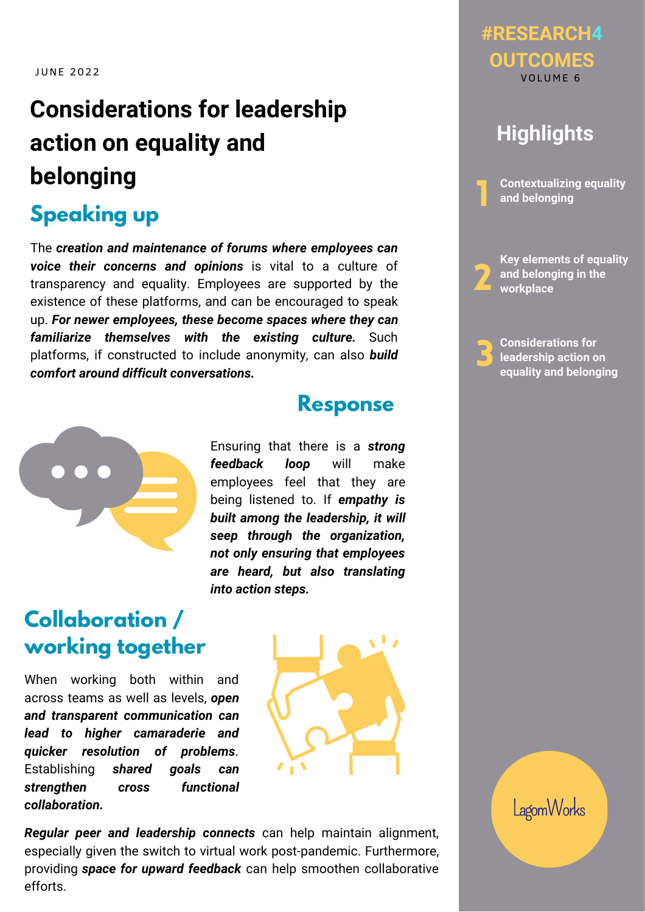JUNE 2022

# Considerations for leadership action on equality and belonging

## Speaking up

The ***creation and maintenance of forums where employees can voice their concerns and opinions*** is vital to a culture of transparency and equality. Employees are supported by the existence of these platforms, and can be encouraged to speak up. ***For newer employees, these become spaces where they can familiarize themselves with the existing culture.*** Such platforms, if constructed to include anonymity, can also ***build comfort around difficult conversations.***

## Response

Ensuring that there is a ***strong feedback loop*** will make employees feel that they are being listened to. If ***empathy is built among the leadership, it will seep through the organization, not only ensuring that employees are heard, but also translating into action steps.***

## Collaboration / working together

When working both within and across teams as well as levels, ***open and transparent communication can lead to higher camaraderie and quicker resolution of problems***. Establishing ***shared goals can strengthen cross functional collaboration.***

***Regular peer and leadership connects*** can help maintain alignment, especially given the switch to virtual work post-pandemic. Furthermore, providing ***space for upward feedback*** can help smoothen collaborative efforts.

#RESEARCH4 OUTCOMES
VOLUME 6

## Highlights

1. Contextualizing equality and belonging
2. Key elements of equality and belonging in the workplace
3. Considerations for leadership action on equality and belonging

LagomWorks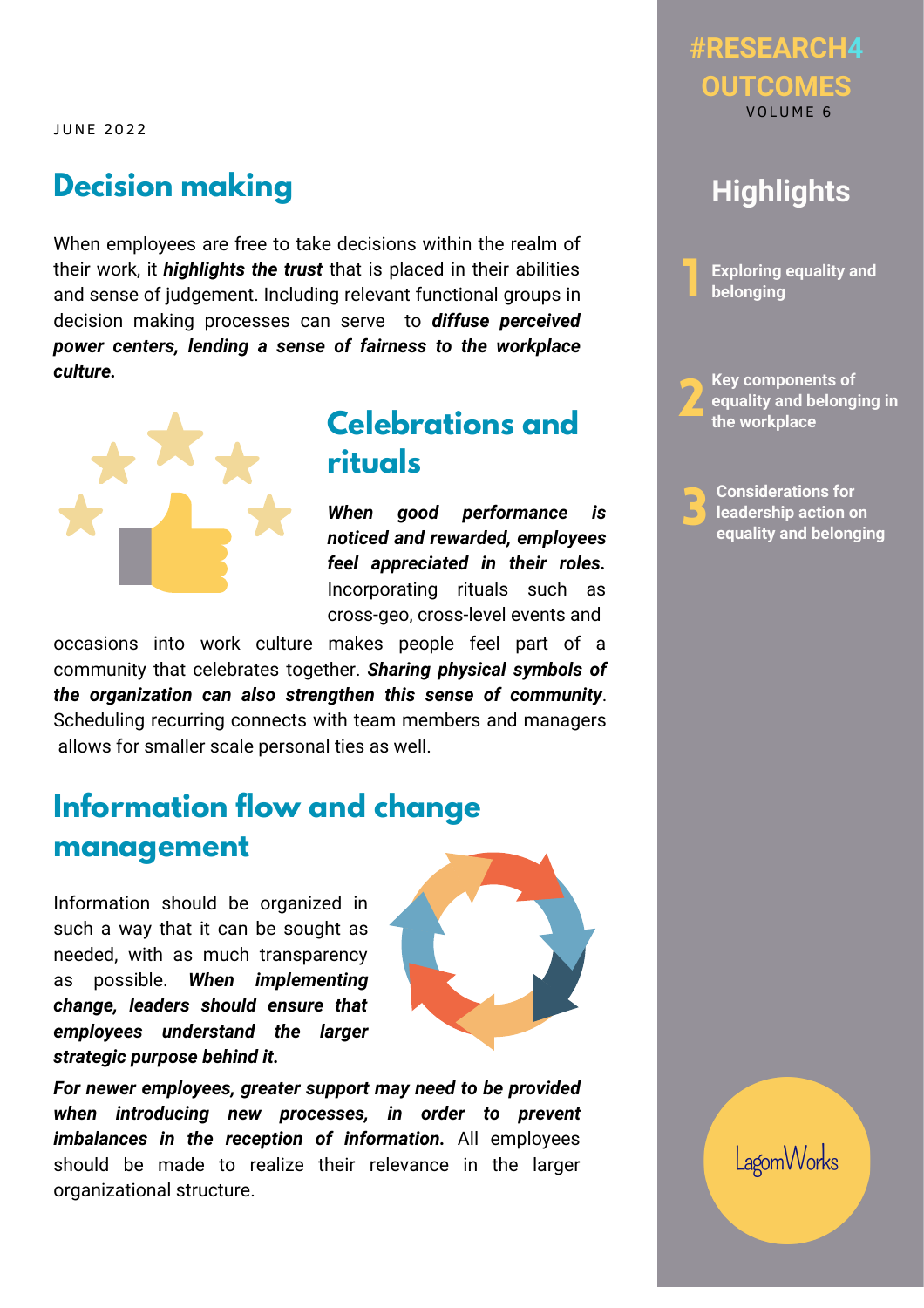JUNE 2022

## Decision making

When employees are free to take decisions within the realm of their work, it ***highlights the trust*** that is placed in their abilities and sense of judgement. Including relevant functional groups in decision making processes can serve to ***diffuse perceived power centers, lending a sense of fairness to the workplace culture.***

## Celebrations and rituals

***When good performance is noticed and rewarded, employees feel appreciated in their roles.*** Incorporating rituals such as cross-geo, cross-level events and occasions into work culture makes people feel part of a community that celebrates together. ***Sharing physical symbols of the organization can also strengthen this sense of community***. Scheduling recurring connects with team members and managers allows for smaller scale personal ties as well.

## Information flow and change management

Information should be organized in such a way that it can be sought as needed, with as much transparency as possible. ***When implementing change, leaders should ensure that employees understand the larger strategic purpose behind it.***

***For newer employees, greater support may need to be provided when introducing new processes, in order to prevent imbalances in the reception of information.*** All employees should be made to realize their relevance in the larger organizational structure.

#RESEARCH4 OUTCOMES

VOLUME 6

## Highlights

1. Exploring equality and belonging
2. Key components of equality and belonging in the workplace
3. Considerations for leadership action on equality and belonging

LagomWorks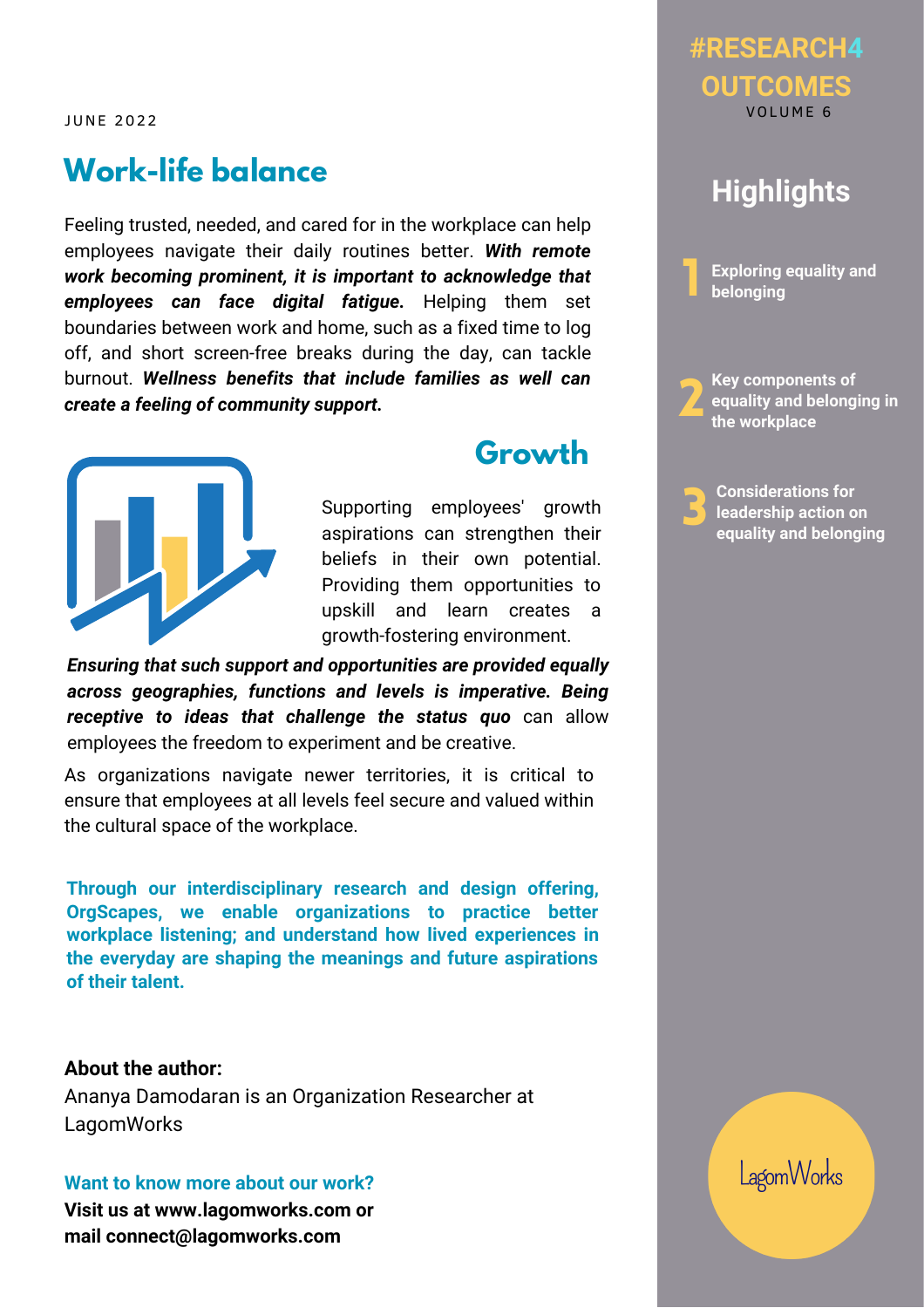JUNE 2022

## Work-life balance

Feeling trusted, needed, and cared for in the workplace can help employees navigate their daily routines better. ***With remote work becoming prominent, it is important to acknowledge that employees can face digital fatigue.*** Helping them set boundaries between work and home, such as a fixed time to log off, and short screen-free breaks during the day, can tackle burnout. ***Wellness benefits that include families as well can create a feeling of community support.***

## Growth

Supporting employees' growth aspirations can strengthen their beliefs in their own potential. Providing them opportunities to upskill and learn creates a growth-fostering environment.

***Ensuring that such support and opportunities are provided equally across geographies, functions and levels is imperative. Being receptive to ideas that challenge the status quo*** can allow employees the freedom to experiment and be creative.

As organizations navigate newer territories, it is critical to ensure that employees at all levels feel secure and valued within the cultural space of the workplace.

**Through our interdisciplinary research and design offering, OrgScapes, we enable organizations to practice better workplace listening; and understand how lived experiences in the everyday are shaping the meanings and future aspirations of their talent.**

**About the author:**
Ananya Damodaran is an Organization Researcher at LagomWorks

**Want to know more about our work?**
**Visit us at www.lagomworks.com or mail connect@lagomworks.com**

**#RESEARCH4 OUTCOMES**
VOLUME 6

## Highlights

1. **Exploring equality and belonging**
2. **Key components of equality and belonging in the workplace**
3. **Considerations for leadership action on equality and belonging**

LagomWorks